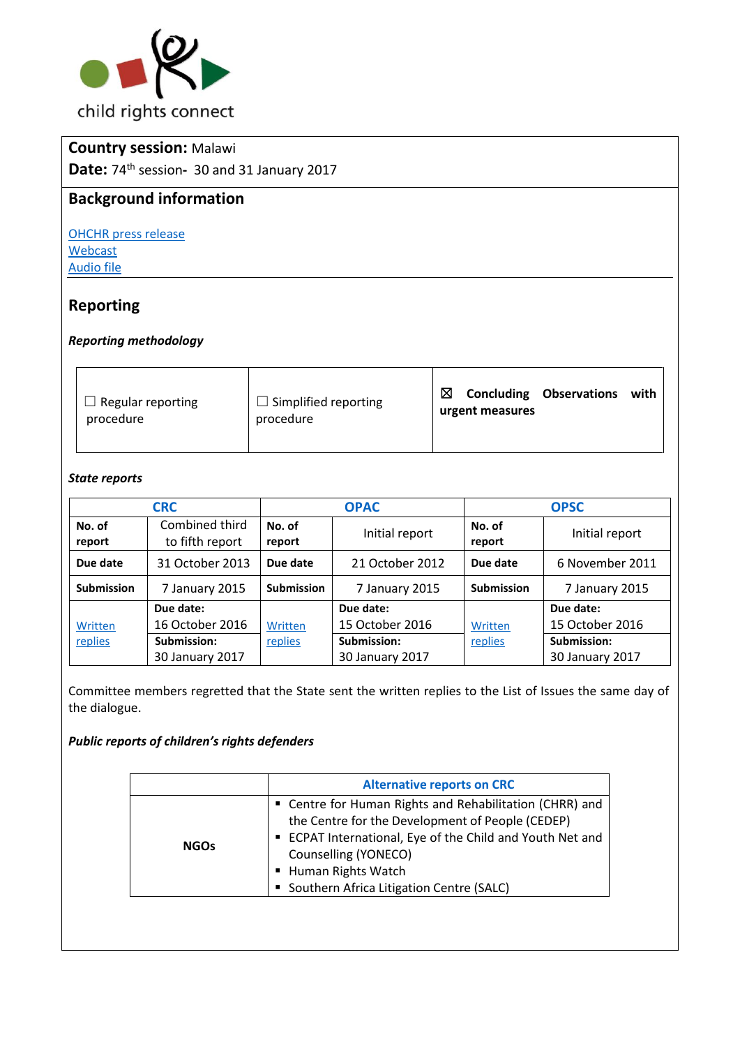child rights connect

**Country session:** Malawi

**Date:** 74th session- 30 and 31 January 2017

## Background information

[OHCHR press release](#)
[Webcast](#)
[Audio file](#)

## Reporting

***Reporting methodology***

| ☐ Regular reporting procedure | ☐ Simplified reporting procedure | ☒ **Concluding Observations with urgent measures** |
|---|---|---|

***State reports***

| CRC | | OPAC | | OPSC | |
|---|---|---|---|---|---|
| **No. of report** | Combined third to fifth report | **No. of report** | Initial report | **No. of report** | Initial report |
| **Due date** | 31 October 2013 | **Due date** | 21 October 2012 | **Due date** | 6 November 2011 |
| **Submission** | 7 January 2015 | **Submission** | 7 January 2015 | **Submission** | 7 January 2015 |
| Written replies | **Due date:** 16 October 2016 | Written replies | **Due date:** 15 October 2016 | Written replies | **Due date:** 15 October 2016 |
| | **Submission:** 30 January 2017 | | **Submission:** 30 January 2017 | | **Submission:** 30 January 2017 |

Committee members regretted that the State sent the written replies to the List of Issues the same day of the dialogue.

***Public reports of children's rights defenders***

| | Alternative reports on CRC |
|---|---|
| **NGOs** | ▪ Centre for Human Rights and Rehabilitation (CHRR) and the Centre for the Development of People (CEDEP)<br>▪ ECPAT International, Eye of the Child and Youth Net and Counselling (YONECO)<br>▪ Human Rights Watch<br>▪ Southern Africa Litigation Centre (SALC) |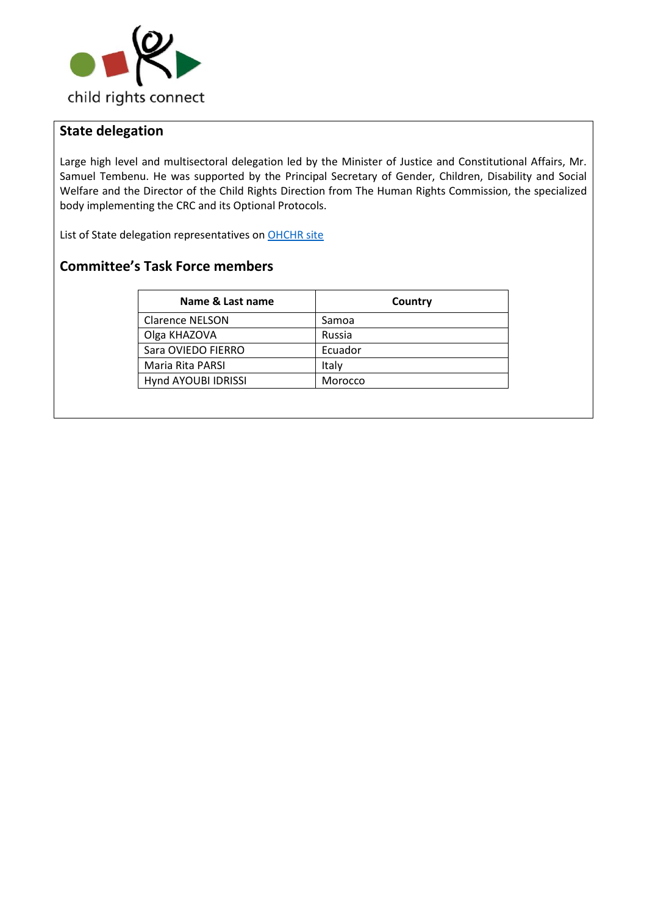## State delegation

Large high level and multisectoral delegation led by the Minister of Justice and Constitutional Affairs, Mr. Samuel Tembenu. He was supported by the Principal Secretary of Gender, Children, Disability and Social Welfare and the Director of the Child Rights Direction from The Human Rights Commission, the specialized body implementing the CRC and its Optional Protocols.

List of State delegation representatives on [OHCHR site]

## Committee's Task Force members

| Name & Last name | Country |
|---|---|
| Clarence NELSON | Samoa |
| Olga KHAZOVA | Russia |
| Sara OVIEDO FIERRO | Ecuador |
| Maria Rita PARSI | Italy |
| Hynd AYOUBI IDRISSI | Morocco |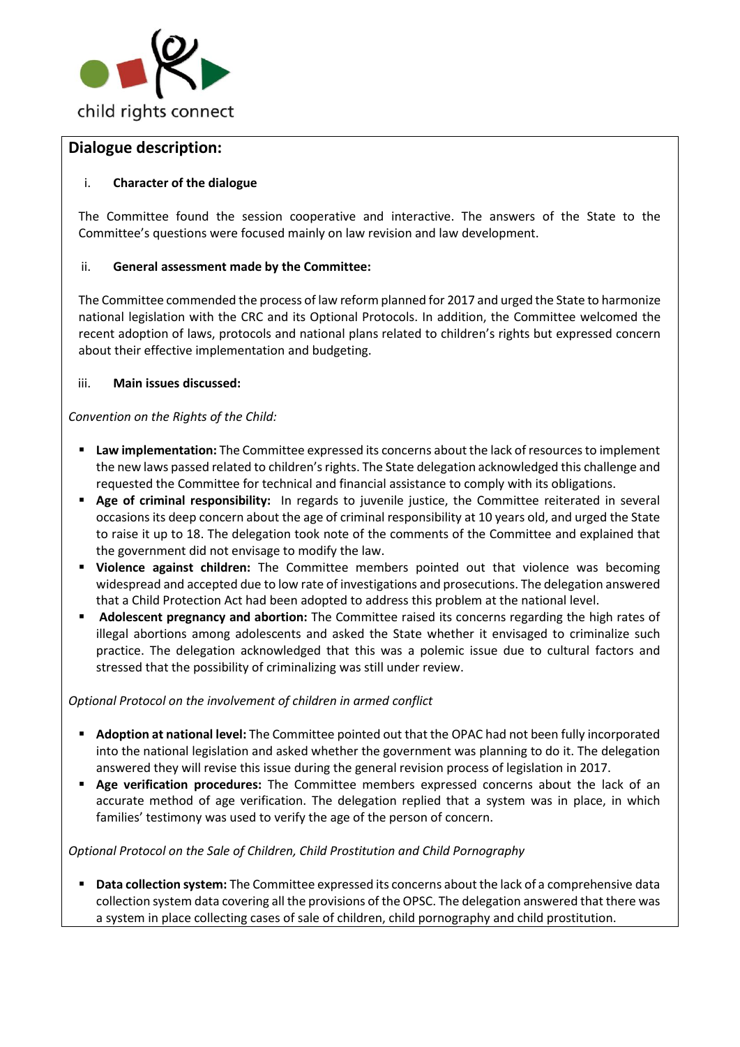## Dialogue description:

i. **Character of the dialogue**

The Committee found the session cooperative and interactive. The answers of the State to the Committee's questions were focused mainly on law revision and law development.

ii. **General assessment made by the Committee:**

The Committee commended the process of law reform planned for 2017 and urged the State to harmonize national legislation with the CRC and its Optional Protocols. In addition, the Committee welcomed the recent adoption of laws, protocols and national plans related to children's rights but expressed concern about their effective implementation and budgeting.

iii. **Main issues discussed:**

*Convention on the Rights of the Child:*

- **Law implementation:** The Committee expressed its concerns about the lack of resources to implement the new laws passed related to children's rights. The State delegation acknowledged this challenge and requested the Committee for technical and financial assistance to comply with its obligations.
- **Age of criminal responsibility:** In regards to juvenile justice, the Committee reiterated in several occasions its deep concern about the age of criminal responsibility at 10 years old, and urged the State to raise it up to 18. The delegation took note of the comments of the Committee and explained that the government did not envisage to modify the law.
- **Violence against children:** The Committee members pointed out that violence was becoming widespread and accepted due to low rate of investigations and prosecutions. The delegation answered that a Child Protection Act had been adopted to address this problem at the national level.
- **Adolescent pregnancy and abortion:** The Committee raised its concerns regarding the high rates of illegal abortions among adolescents and asked the State whether it envisaged to criminalize such practice. The delegation acknowledged that this was a polemic issue due to cultural factors and stressed that the possibility of criminalizing was still under review.

*Optional Protocol on the involvement of children in armed conflict*

- **Adoption at national level:** The Committee pointed out that the OPAC had not been fully incorporated into the national legislation and asked whether the government was planning to do it. The delegation answered they will revise this issue during the general revision process of legislation in 2017.
- **Age verification procedures:** The Committee members expressed concerns about the lack of an accurate method of age verification. The delegation replied that a system was in place, in which families' testimony was used to verify the age of the person of concern.

*Optional Protocol on the Sale of Children, Child Prostitution and Child Pornography*

- **Data collection system:** The Committee expressed its concerns about the lack of a comprehensive data collection system data covering all the provisions of the OPSC. The delegation answered that there was a system in place collecting cases of sale of children, child pornography and child prostitution.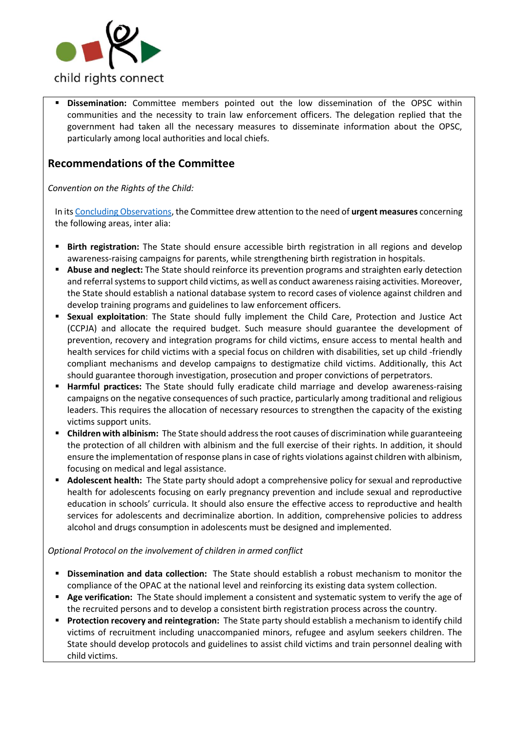- **Dissemination:** Committee members pointed out the low dissemination of the OPSC within communities and the necessity to train law enforcement officers. The delegation replied that the government had taken all the necessary measures to disseminate information about the OPSC, particularly among local authorities and local chiefs.

## Recommendations of the Committee

*Convention on the Rights of the Child:*

In its Concluding Observations, the Committee drew attention to the need of **urgent measures** concerning the following areas, inter alia:

- **Birth registration:** The State should ensure accessible birth registration in all regions and develop awareness-raising campaigns for parents, while strengthening birth registration in hospitals.
- **Abuse and neglect:** The State should reinforce its prevention programs and straighten early detection and referral systems to support child victims, as well as conduct awareness raising activities. Moreover, the State should establish a national database system to record cases of violence against children and develop training programs and guidelines to law enforcement officers.
- **Sexual exploitation**: The State should fully implement the Child Care, Protection and Justice Act (CCPJA) and allocate the required budget. Such measure should guarantee the development of prevention, recovery and integration programs for child victims, ensure access to mental health and health services for child victims with a special focus on children with disabilities, set up child -friendly compliant mechanisms and develop campaigns to destigmatize child victims. Additionally, this Act should guarantee thorough investigation, prosecution and proper convictions of perpetrators.
- **Harmful practices:** The State should fully eradicate child marriage and develop awareness-raising campaigns on the negative consequences of such practice, particularly among traditional and religious leaders. This requires the allocation of necessary resources to strengthen the capacity of the existing victims support units.
- **Children with albinism:** The State should address the root causes of discrimination while guaranteeing the protection of all children with albinism and the full exercise of their rights. In addition, it should ensure the implementation of response plans in case of rights violations against children with albinism, focusing on medical and legal assistance.
- **Adolescent health:** The State party should adopt a comprehensive policy for sexual and reproductive health for adolescents focusing on early pregnancy prevention and include sexual and reproductive education in schools' curricula. It should also ensure the effective access to reproductive and health services for adolescents and decriminalize abortion. In addition, comprehensive policies to address alcohol and drugs consumption in adolescents must be designed and implemented.

*Optional Protocol on the involvement of children in armed conflict*

- **Dissemination and data collection:** The State should establish a robust mechanism to monitor the compliance of the OPAC at the national level and reinforcing its existing data system collection.
- **Age verification:** The State should implement a consistent and systematic system to verify the age of the recruited persons and to develop a consistent birth registration process across the country.
- **Protection recovery and reintegration:** The State party should establish a mechanism to identify child victims of recruitment including unaccompanied minors, refugee and asylum seekers children. The State should develop protocols and guidelines to assist child victims and train personnel dealing with child victims.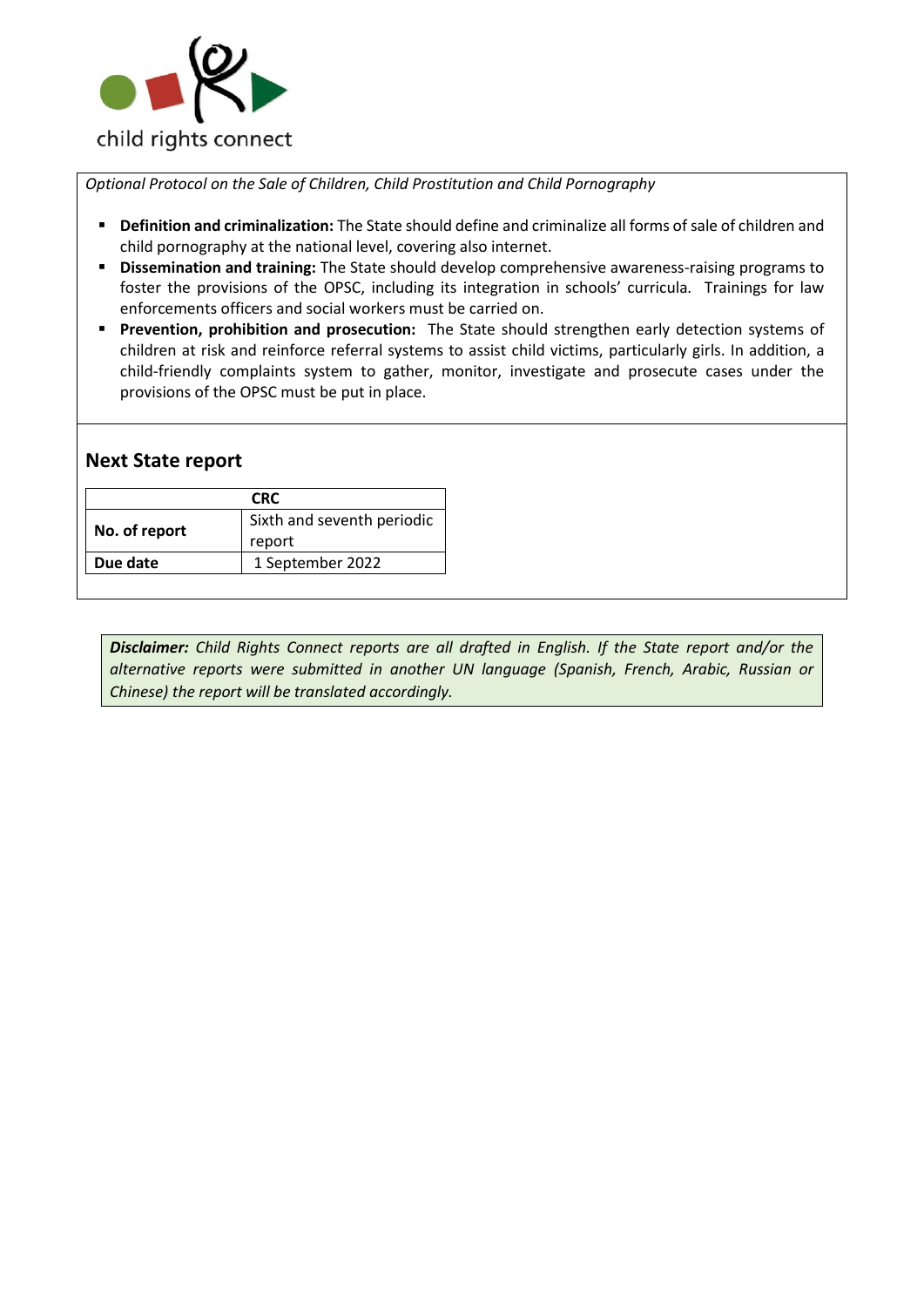*Optional Protocol on the Sale of Children, Child Prostitution and Child Pornography*

- **Definition and criminalization:** The State should define and criminalize all forms of sale of children and child pornography at the national level, covering also internet.
- **Dissemination and training:** The State should develop comprehensive awareness-raising programs to foster the provisions of the OPSC, including its integration in schools' curricula. Trainings for law enforcements officers and social workers must be carried on.
- **Prevention, prohibition and prosecution:** The State should strengthen early detection systems of children at risk and reinforce referral systems to assist child victims, particularly girls. In addition, a child-friendly complaints system to gather, monitor, investigate and prosecute cases under the provisions of the OPSC must be put in place.

## Next State report

| CRC | |
|---|---|
| **No. of report** | Sixth and seventh periodic report |
| **Due date** | 1 September 2022 |

***Disclaimer:*** *Child Rights Connect reports are all drafted in English. If the State report and/or the alternative reports were submitted in another UN language (Spanish, French, Arabic, Russian or Chinese) the report will be translated accordingly.*